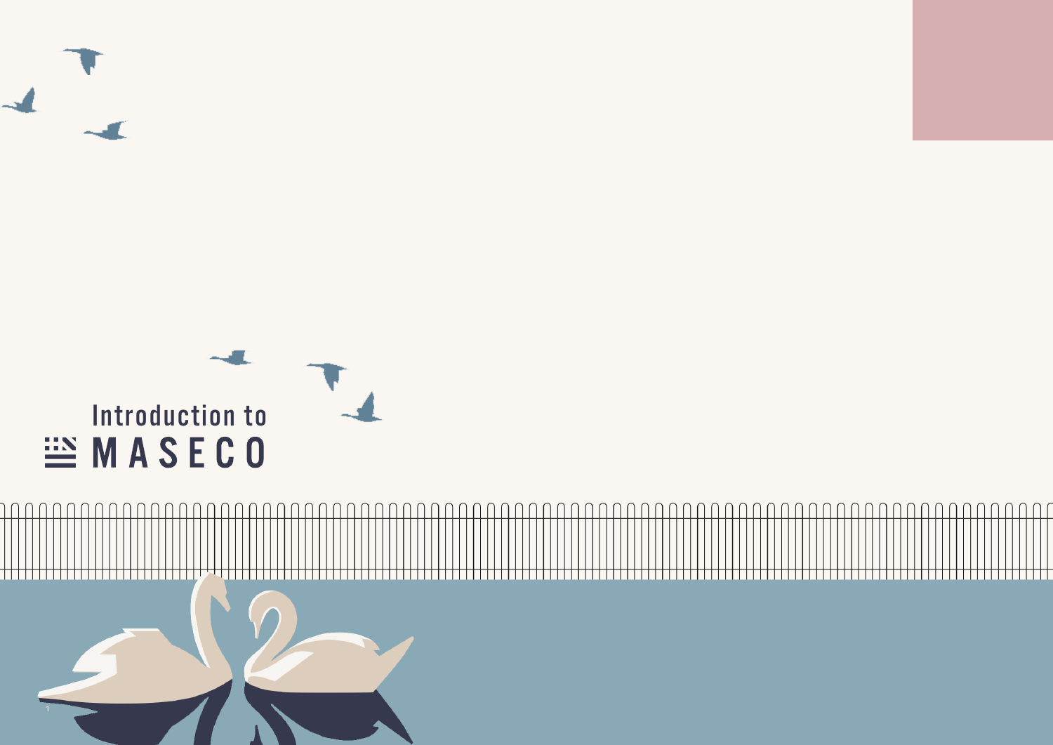# Introduction to MASECO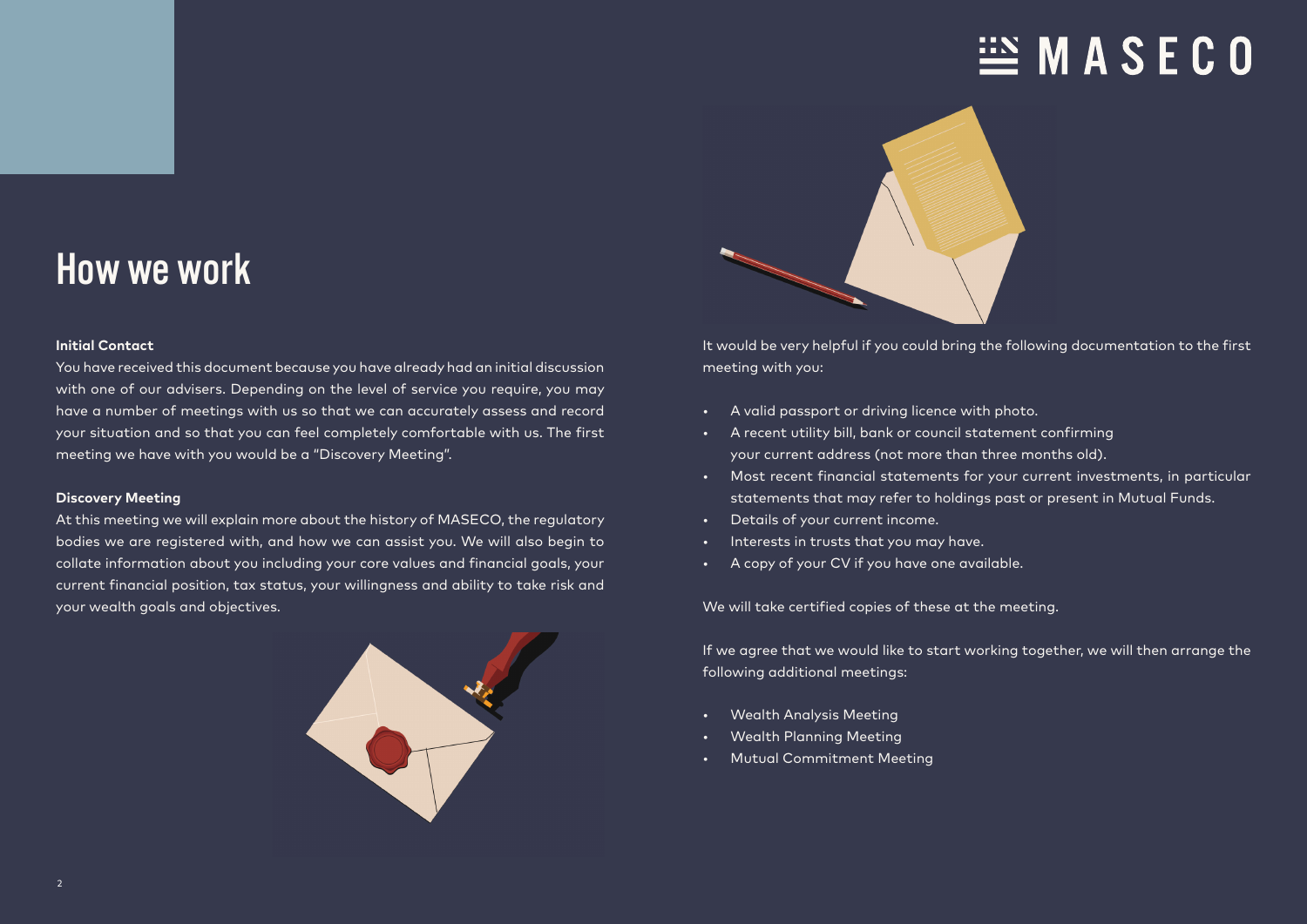# How we work

**Initial Contact**

You have received this document because you have already had an initial discussion with one of our advisers. Depending on the level of service you require, you may have a number of meetings with us so that we can accurately assess and record your situation and so that you can feel completely comfortable with us. The first meeting we have with you would be a "Discovery Meeting".

**Discovery Meeting**

At this meeting we will explain more about the history of MASECO, the regulatory bodies we are registered with, and how we can assist you. We will also begin to collate information about you including your core values and financial goals, your current financial position, tax status, your willingness and ability to take risk and your wealth goals and objectives.

It would be very helpful if you could bring the following documentation to the first meeting with you:

- A valid passport or driving licence with photo.
- A recent utility bill, bank or council statement confirming your current address (not more than three months old).
- Most recent financial statements for your current investments, in particular statements that may refer to holdings past or present in Mutual Funds.
- Details of your current income.
- Interests in trusts that you may have.
- A copy of your CV if you have one available.

We will take certified copies of these at the meeting.

If we agree that we would like to start working together, we will then arrange the following additional meetings:

- Wealth Analysis Meeting
- Wealth Planning Meeting
- Mutual Commitment Meeting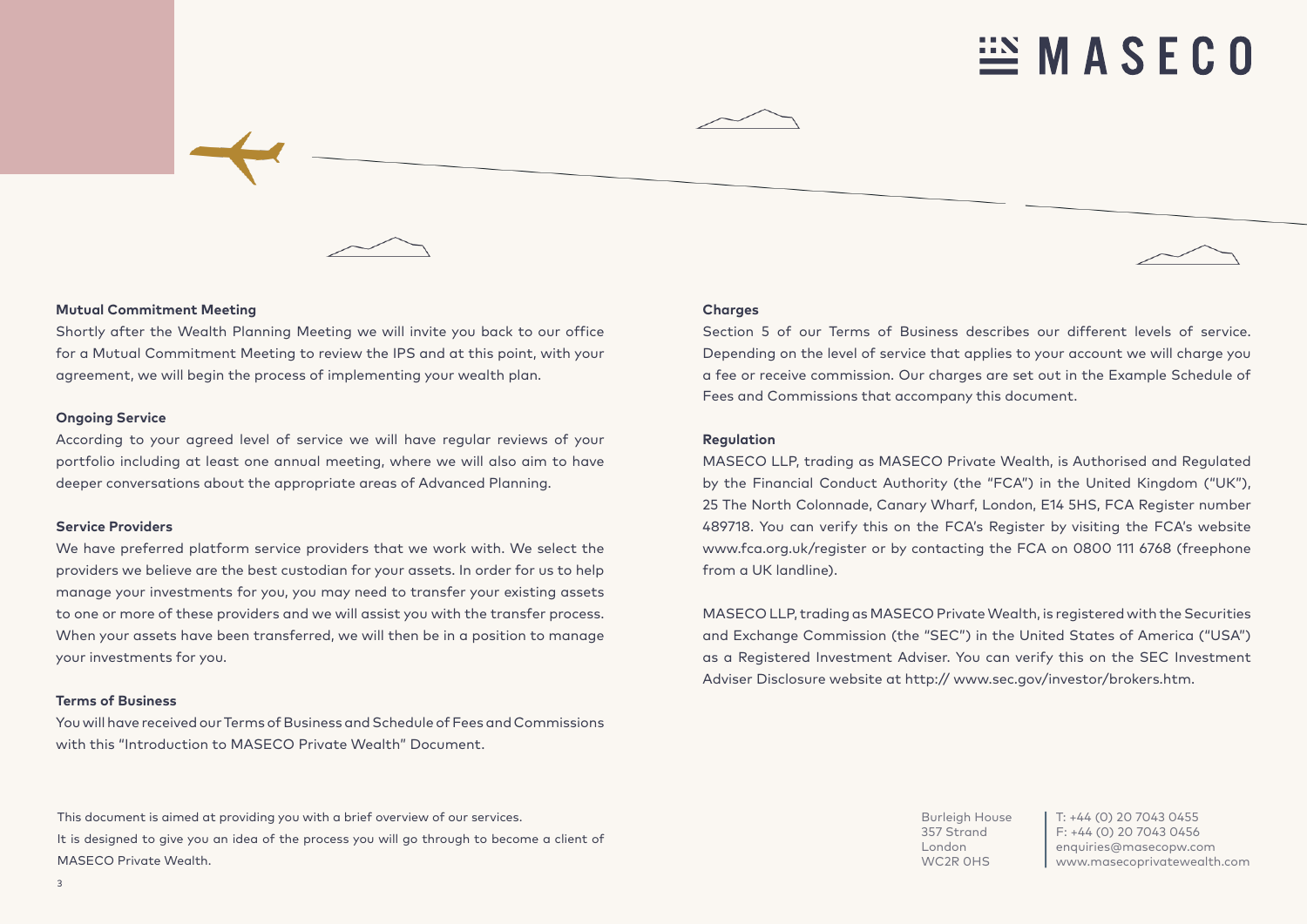#### Mutual Commitment Meeting

Shortly after the Wealth Planning Meeting we will invite you back to our office for a Mutual Commitment Meeting to review the IPS and at this point, with your agreement, we will begin the process of implementing your wealth plan.

#### Ongoing Service

According to your agreed level of service we will have regular reviews of your portfolio including at least one annual meeting, where we will also aim to have deeper conversations about the appropriate areas of Advanced Planning.

#### Service Providers

We have preferred platform service providers that we work with. We select the providers we believe are the best custodian for your assets. In order for us to help manage your investments for you, you may need to transfer your existing assets to one or more of these providers and we will assist you with the transfer process. When your assets have been transferred, we will then be in a position to manage your investments for you.

#### Terms of Business

You will have received our Terms of Business and Schedule of Fees and Commissions with this "Introduction to MASECO Private Wealth" Document.

#### Charges

Section 5 of our Terms of Business describes our different levels of service. Depending on the level of service that applies to your account we will charge you a fee or receive commission. Our charges are set out in the Example Schedule of Fees and Commissions that accompany this document.

#### Regulation

MASECO LLP, trading as MASECO Private Wealth, is Authorised and Regulated by the Financial Conduct Authority (the "FCA") in the United Kingdom ("UK"), 25 The North Colonnade, Canary Wharf, London, E14 5HS, FCA Register number 489718. You can verify this on the FCA's Register by visiting the FCA's website www.fca.org.uk/register or by contacting the FCA on 0800 111 6768 (freephone from a UK landline).

MASECO LLP, trading as MASECO Private Wealth, is registered with the Securities and Exchange Commission (the "SEC") in the United States of America ("USA") as a Registered Investment Adviser. You can verify this on the SEC Investment Adviser Disclosure website at http:// www.sec.gov/investor/brokers.htm.

This document is aimed at providing you with a brief overview of our services.
It is designed to give you an idea of the process you will go through to become a client of MASECO Private Wealth.

Burleigh House
357 Strand
London
WC2R 0HS

T: +44 (0) 20 7043 0455
F: +44 (0) 20 7043 0456
enquiries@masecopw.com
www.masecoprivatewealth.com